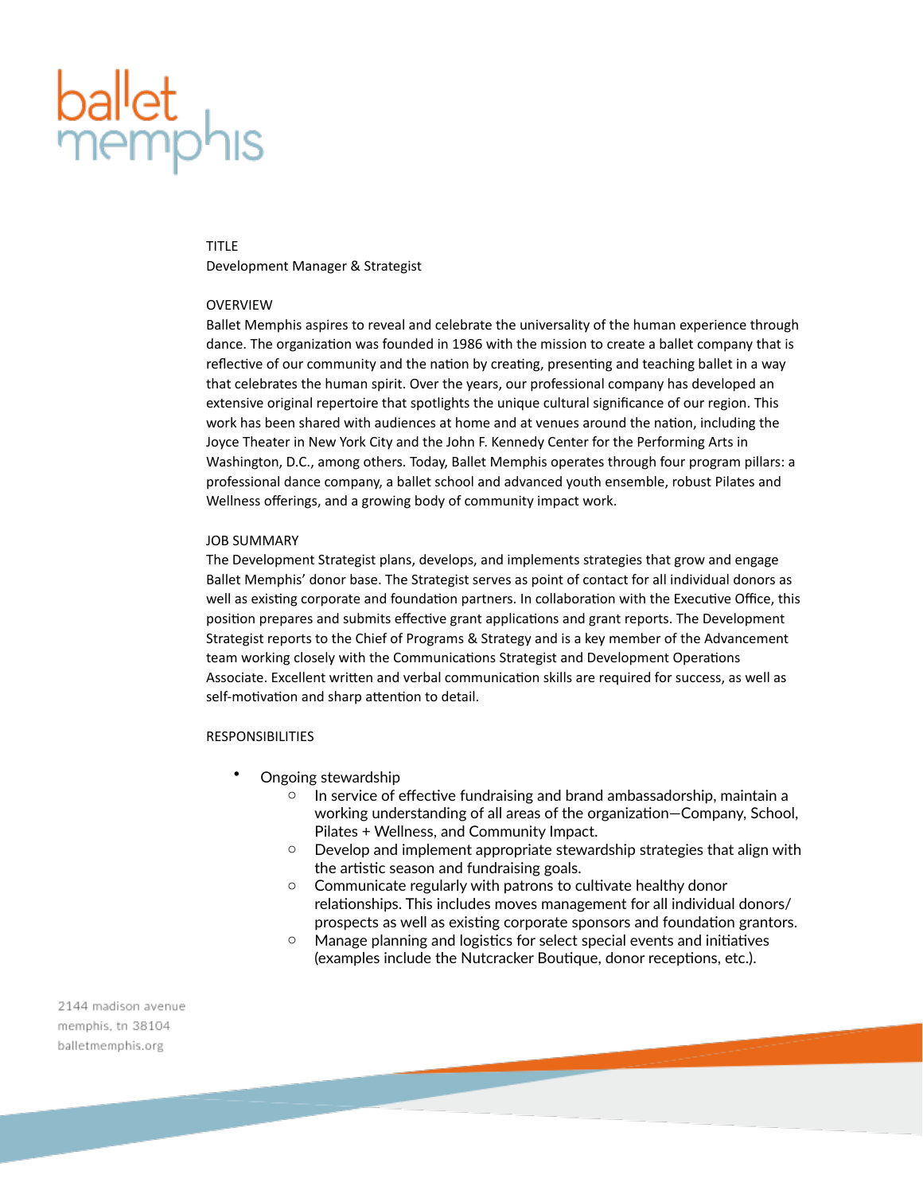# ballet memphis

## TITLE

Development Manager & Strategist

## OVERVIEW

Ballet Memphis aspires to reveal and celebrate the universality of the human experience through dance. The organization was founded in 1986 with the mission to create a ballet company that is reflective of our community and the nation by creating, presenting and teaching ballet in a way that celebrates the human spirit. Over the years, our professional company has developed an extensive original repertoire that spotlights the unique cultural significance of our region. This work has been shared with audiences at home and at venues around the nation, including the Joyce Theater in New York City and the John F. Kennedy Center for the Performing Arts in Washington, D.C., among others. Today, Ballet Memphis operates through four program pillars: a professional dance company, a ballet school and advanced youth ensemble, robust Pilates and Wellness offerings, and a growing body of community impact work.

## JOB SUMMARY

The Development Strategist plans, develops, and implements strategies that grow and engage Ballet Memphis' donor base. The Strategist serves as point of contact for all individual donors as well as existing corporate and foundation partners. In collaboration with the Executive Office, this position prepares and submits effective grant applications and grant reports. The Development Strategist reports to the Chief of Programs & Strategy and is a key member of the Advancement team working closely with the Communications Strategist and Development Operations Associate. Excellent written and verbal communication skills are required for success, as well as self-motivation and sharp attention to detail.

## RESPONSIBILITIES

- Ongoing stewardship
  - In service of effective fundraising and brand ambassadorship, maintain a working understanding of all areas of the organization—Company, School, Pilates + Wellness, and Community Impact.
  - Develop and implement appropriate stewardship strategies that align with the artistic season and fundraising goals.
  - Communicate regularly with patrons to cultivate healthy donor relationships. This includes moves management for all individual donors/ prospects as well as existing corporate sponsors and foundation grantors.
  - Manage planning and logistics for select special events and initiatives (examples include the Nutcracker Boutique, donor receptions, etc.).

2144 madison avenue
memphis, tn 38104
balletmemphis.org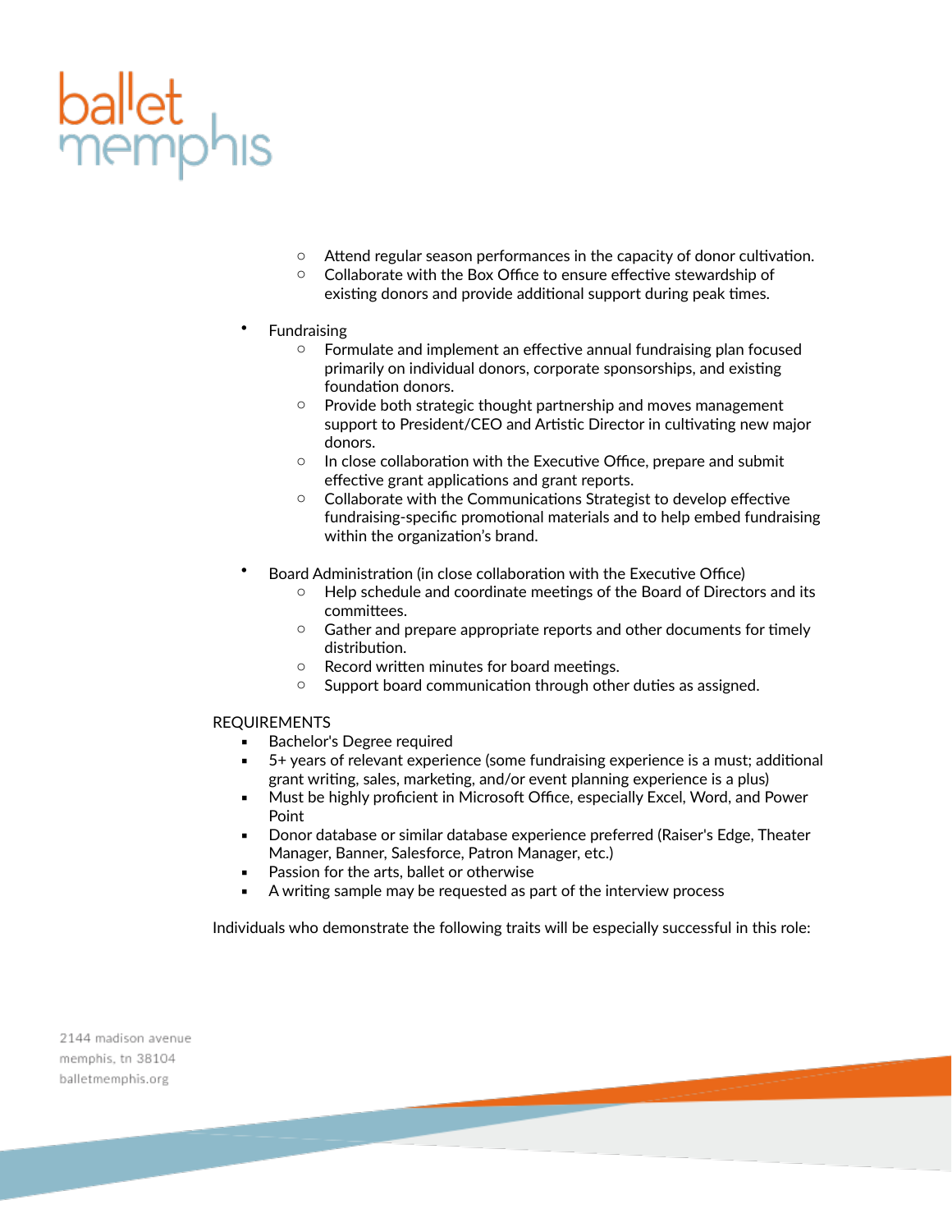- Attend regular season performances in the capacity of donor cultivation.
   - Collaborate with the Box Office to ensure effective stewardship of existing donors and provide additional support during peak times.

- Fundraising
   - Formulate and implement an effective annual fundraising plan focused primarily on individual donors, corporate sponsorships, and existing foundation donors.
   - Provide both strategic thought partnership and moves management support to President/CEO and Artistic Director in cultivating new major donors.
   - In close collaboration with the Executive Office, prepare and submit effective grant applications and grant reports.
   - Collaborate with the Communications Strategist to develop effective fundraising-specific promotional materials and to help embed fundraising within the organization's brand.

- Board Administration (in close collaboration with the Executive Office)
   - Help schedule and coordinate meetings of the Board of Directors and its committees.
   - Gather and prepare appropriate reports and other documents for timely distribution.
   - Record written minutes for board meetings.
   - Support board communication through other duties as assigned.

REQUIREMENTS

- Bachelor's Degree required
- 5+ years of relevant experience (some fundraising experience is a must; additional grant writing, sales, marketing, and/or event planning experience is a plus)
- Must be highly proficient in Microsoft Office, especially Excel, Word, and Power Point
- Donor database or similar database experience preferred (Raiser's Edge, Theater Manager, Banner, Salesforce, Patron Manager, etc.)
- Passion for the arts, ballet or otherwise
- A writing sample may be requested as part of the interview process

Individuals who demonstrate the following traits will be especially successful in this role: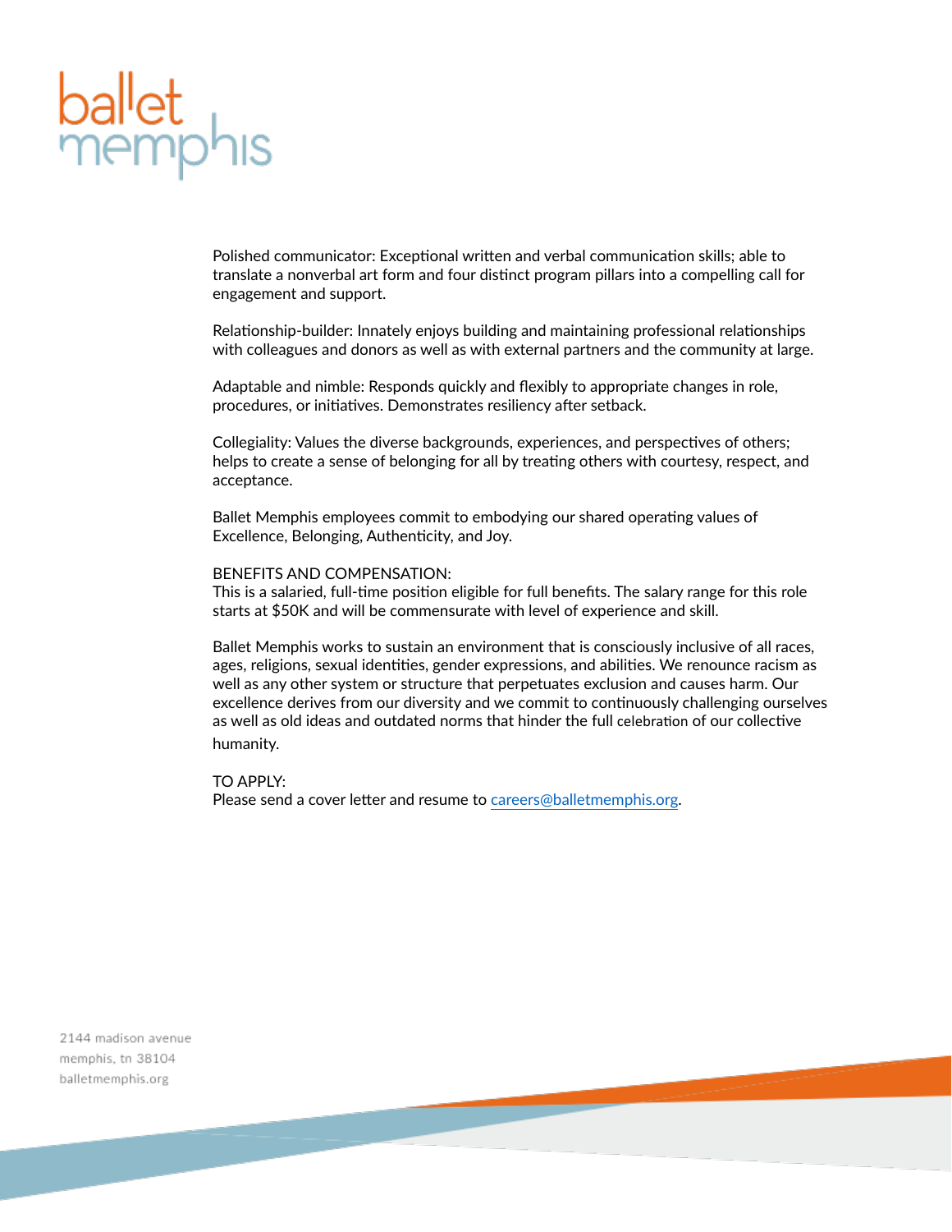Polished communicator: Exceptional written and verbal communication skills; able to translate a nonverbal art form and four distinct program pillars into a compelling call for engagement and support.

Relationship-builder: Innately enjoys building and maintaining professional relationships with colleagues and donors as well as with external partners and the community at large.

Adaptable and nimble: Responds quickly and flexibly to appropriate changes in role, procedures, or initiatives. Demonstrates resiliency after setback.

Collegiality: Values the diverse backgrounds, experiences, and perspectives of others; helps to create a sense of belonging for all by treating others with courtesy, respect, and acceptance.

Ballet Memphis employees commit to embodying our shared operating values of Excellence, Belonging, Authenticity, and Joy.

BENEFITS AND COMPENSATION:
This is a salaried, full-time position eligible for full benefits. The salary range for this role starts at $50K and will be commensurate with level of experience and skill.

Ballet Memphis works to sustain an environment that is consciously inclusive of all races, ages, religions, sexual identities, gender expressions, and abilities. We renounce racism as well as any other system or structure that perpetuates exclusion and causes harm. Our excellence derives from our diversity and we commit to continuously challenging ourselves as well as old ideas and outdated norms that hinder the full celebration of our collective humanity.

TO APPLY:
Please send a cover letter and resume to careers@balletmemphis.org.